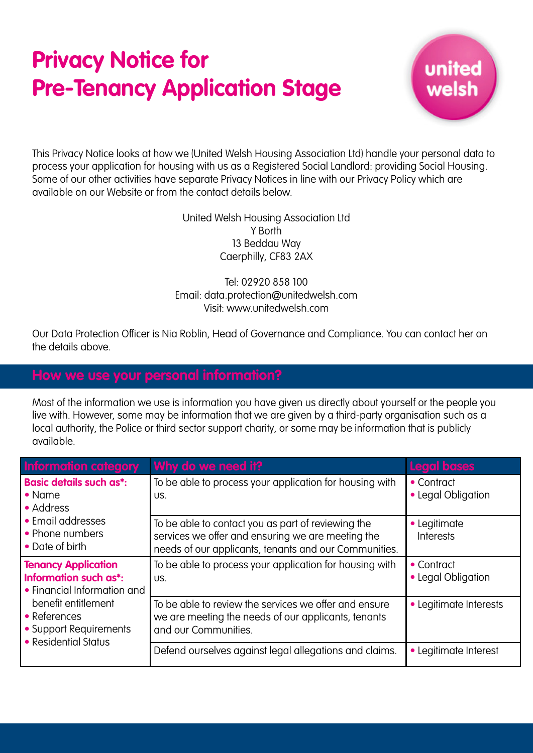# Privacy Notice for Pre-Tenancy Application Stage

united welsh

This Privacy Notice looks at how we (United Welsh Housing Association Ltd) handle your personal data to process your application for housing with us as a Registered Social Landlord: providing Social Housing. Some of our other activities have separate Privacy Notices in line with our Privacy Policy which are available on our Website or from the contact details below.

United Welsh Housing Association Ltd
Y Borth
13 Beddau Way
Caerphilly, CF83 2AX

Tel: 02920 858 100
Email: data.protection@unitedwelsh.com
Visit: www.unitedwelsh.com

Our Data Protection Officer is Nia Roblin, Head of Governance and Compliance. You can contact her on the details above.

## How we use your personal information?

Most of the information we use is information you have given us directly about yourself or the people you live with. However, some may be information that we are given by a third-party organisation such as a local authority, the Police or third sector support charity, or some may be information that is publicly available.

| Information category | Why do we need it? | Legal bases |
|---|---|---|
| **Basic details such as*:** • Name • Address • Email addresses • Phone numbers • Date of birth | To be able to process your application for housing with us. | • Contract • Legal Obligation |
| | To be able to contact you as part of reviewing the services we offer and ensuring we are meeting the needs of our applicants, tenants and our Communities. | • Legitimate Interests |
| **Tenancy Application Information such as*:** • Financial Information and benefit entitlement • References • Support Requirements • Residential Status | To be able to process your application for housing with us. | • Contract • Legal Obligation |
| | To be able to review the services we offer and ensure we are meeting the needs of our applicants, tenants and our Communities. | • Legitimate Interests |
| | Defend ourselves against legal allegations and claims. | • Legitimate Interest |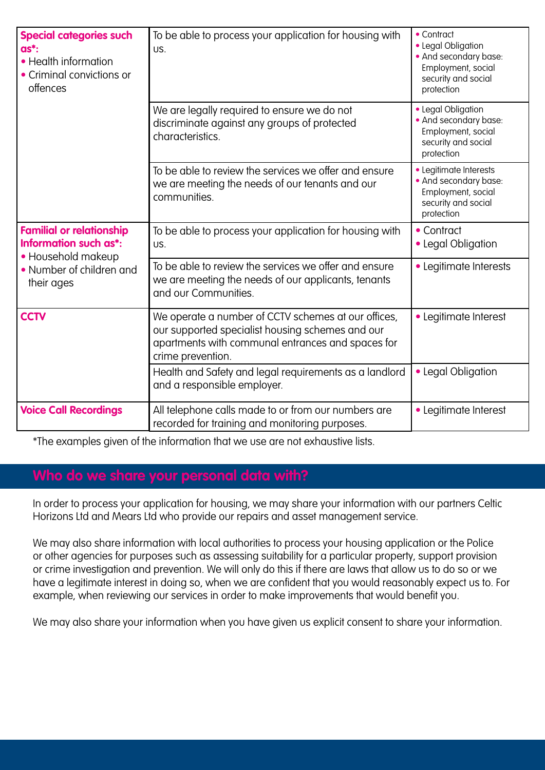| | | |
|---|---|---|
| **Special categories such as*:**<br>• Health information<br>• Criminal convictions or offences | To be able to process your application for housing with us. | • Contract<br>• Legal Obligation<br>• And secondary base: Employment, social security and social protection |
| | We are legally required to ensure we do not discriminate against any groups of protected characteristics. | • Legal Obligation<br>• And secondary base: Employment, social security and social protection |
| | To be able to review the services we offer and ensure we are meeting the needs of our tenants and our communities. | • Legitimate Interests<br>• And secondary base: Employment, social security and social protection |
| **Familial or relationship Information such as*:**<br>• Household makeup<br>• Number of children and their ages | To be able to process your application for housing with us. | • Contract<br>• Legal Obligation |
| | To be able to review the services we offer and ensure we are meeting the needs of our applicants, tenants and our Communities. | • Legitimate Interests |
| **CCTV** | We operate a number of CCTV schemes at our offices, our supported specialist housing schemes and our apartments with communal entrances and spaces for crime prevention. | • Legitimate Interest |
| | Health and Safety and legal requirements as a landlord and a responsible employer. | • Legal Obligation |
| **Voice Call Recordings** | All telephone calls made to or from our numbers are recorded for training and monitoring purposes. | • Legitimate Interest |

*The examples given of the information that we use are not exhaustive lists.

## Who do we share your personal data with?

In order to process your application for housing, we may share your information with our partners Celtic Horizons Ltd and Mears Ltd who provide our repairs and asset management service.

We may also share information with local authorities to process your housing application or the Police or other agencies for purposes such as assessing suitability for a particular property, support provision or crime investigation and prevention. We will only do this if there are laws that allow us to do so or we have a legitimate interest in doing so, when we are confident that you would reasonably expect us to. For example, when reviewing our services in order to make improvements that would benefit you.

We may also share your information when you have given us explicit consent to share your information.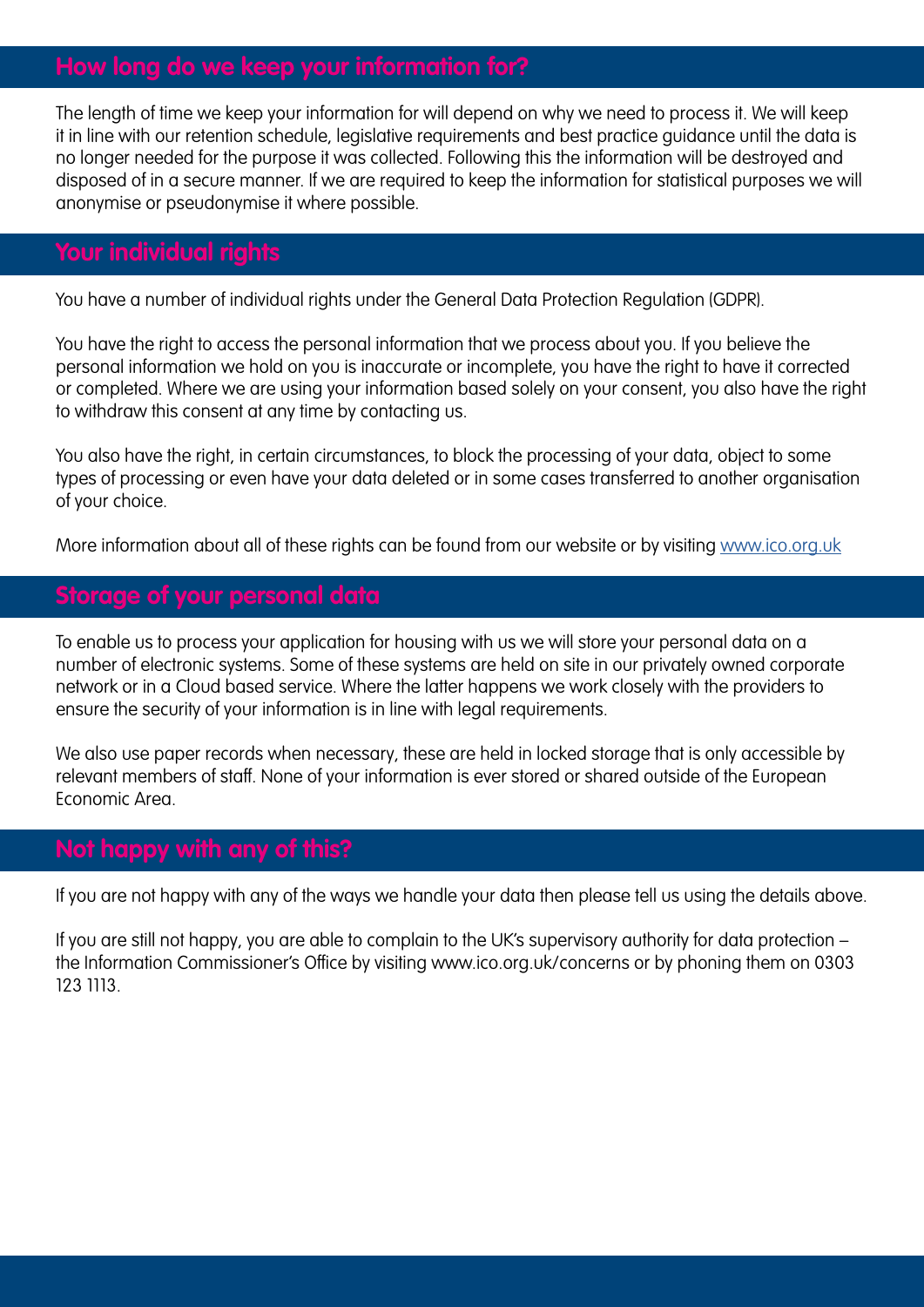## How long do we keep your information for?

The length of time we keep your information for will depend on why we need to process it. We will keep it in line with our retention schedule, legislative requirements and best practice guidance until the data is no longer needed for the purpose it was collected. Following this the information will be destroyed and disposed of in a secure manner. If we are required to keep the information for statistical purposes we will anonymise or pseudonymise it where possible.

## Your individual rights

You have a number of individual rights under the General Data Protection Regulation (GDPR).

You have the right to access the personal information that we process about you. If you believe the personal information we hold on you is inaccurate or incomplete, you have the right to have it corrected or completed. Where we are using your information based solely on your consent, you also have the right to withdraw this consent at any time by contacting us.

You also have the right, in certain circumstances, to block the processing of your data, object to some types of processing or even have your data deleted or in some cases transferred to another organisation of your choice.

More information about all of these rights can be found from our website or by visiting [www.ico.org.uk](http://www.ico.org.uk)

## Storage of your personal data

To enable us to process your application for housing with us we will store your personal data on a number of electronic systems. Some of these systems are held on site in our privately owned corporate network or in a Cloud based service. Where the latter happens we work closely with the providers to ensure the security of your information is in line with legal requirements.

We also use paper records when necessary, these are held in locked storage that is only accessible by relevant members of staff. None of your information is ever stored or shared outside of the European Economic Area.

## Not happy with any of this?

If you are not happy with any of the ways we handle your data then please tell us using the details above.

If you are still not happy, you are able to complain to the UK's supervisory authority for data protection – the Information Commissioner's Office by visiting www.ico.org.uk/concerns or by phoning them on 0303 123 1113.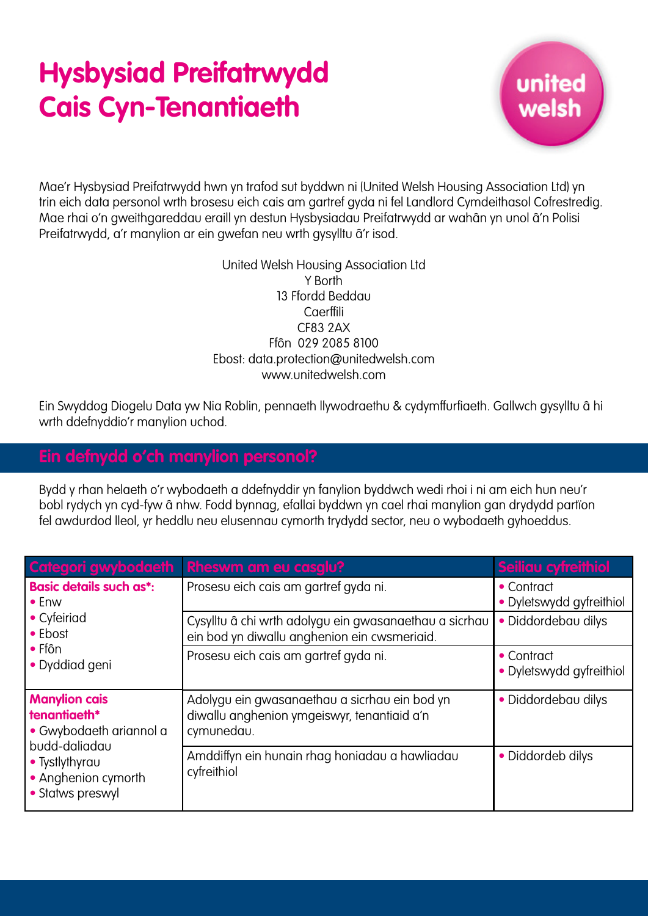# Hysbysiad Preifatrwydd
# Cais Cyn-Tenantiaeth

united welsh

Mae'r Hysbysiad Preifatrwydd hwn yn trafod sut byddwn ni (United Welsh Housing Association Ltd) yn trin eich data personol wrth brosesu eich cais am gartref gyda ni fel Landlord Cymdeithasol Cofrestredig. Mae rhai o'n gweithgareddau eraill yn destun Hysbysiadau Preifatrwydd ar wahân yn unol â'n Polisi Preifatrwydd, a'r manylion ar ein gwefan neu wrth gysylltu â'r isod.

United Welsh Housing Association Ltd
Y Borth
13 Ffordd Beddau
Caerffili
CF83 2AX
Ffôn 029 2085 8100
Ebost: data.protection@unitedwelsh.com
www.unitedwelsh.com

Ein Swyddog Diogelu Data yw Nia Roblin, pennaeth llywodraethu & cydymffurfiaeth. Gallwch gysylltu â hi wrth ddefnyddio'r manylion uchod.

## Ein defnydd o'ch manylion personol?

Bydd y rhan helaeth o'r wybodaeth a ddefnyddir yn fanylion byddwch wedi rhoi i ni am eich hun neu'r bobl rydych yn cyd-fyw â nhw. Fodd bynnag, efallai byddwn yn cael rhai manylion gan drydydd partïon fel awdurdod lleol, yr heddlu neu elusennau cymorth trydydd sector, neu o wybodaeth gyhoeddus.

| Categori gwybodaeth | Rheswm am eu casglu? | Seiliau cyfreithiol |
|---|---|---|
| **Basic details such as*:** • Enw • Cyfeiriad • Ebost • Ffôn • Dyddiad geni | Prosesu eich cais am gartref gyda ni. | • Contract • Dyletswydd gyfreithiol |
| | Cysylltu â chi wrth adolygu ein gwasanaethau a sicrhau ein bod yn diwallu anghenion ein cwsmeriaid. | • Diddordebau dilys |
| | Prosesu eich cais am gartref gyda ni. | • Contract • Dyletswydd gyfreithiol |
| **Manylion cais tenantiaeth*** • Gwybodaeth ariannol a budd-daliadau • Tystlythyrau • Anghenion cymorth • Statws preswyl | Adolygu ein gwasanaethau a sicrhau ein bod yn diwallu anghenion ymgeiswyr, tenantiaid a'n cymunedau. | • Diddordebau dilys |
| | Amddiffyn ein hunain rhag honiadau a hawliadau cyfreithiol | • Diddordeb dilys |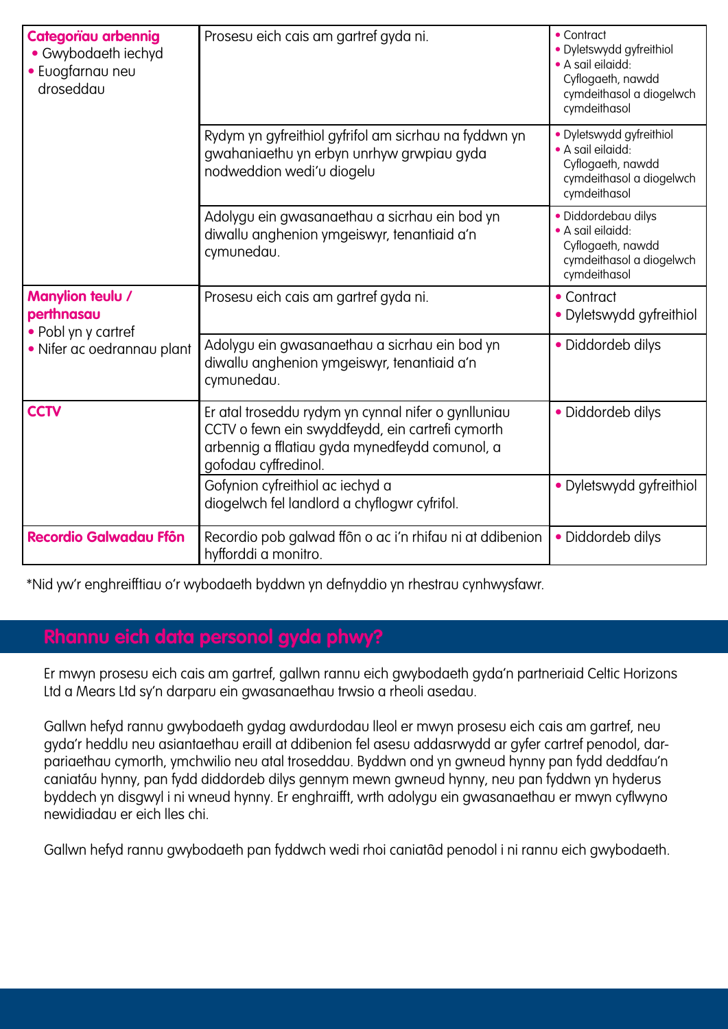| | | |
|---|---|---|
| **Categorïau arbennig**<br>• Gwybodaeth iechyd<br>• Euogfarnau neu droseddau | Prosesu eich cais am gartref gyda ni. | • Contract<br>• Dyletswydd gyfreithiol<br>• A sail eilaidd: Cyflogaeth, nawdd cymdeithasol a diogelwch cymdeithasol |
| | Rydym yn gyfreithiol gyfrifol am sicrhau na fyddwn yn gwahaniaethu yn erbyn unrhyw grwpiau gyda nodweddion wedi'u diogelu | • Dyletswydd gyfreithiol<br>• A sail eilaidd: Cyflogaeth, nawdd cymdeithasol a diogelwch cymdeithasol |
| | Adolygu ein gwasanaethau a sicrhau ein bod yn diwallu anghenion ymgeiswyr, tenantiaid a'n cymunedau. | • Diddordebau dilys<br>• A sail eilaidd: Cyflogaeth, nawdd cymdeithasol a diogelwch cymdeithasol |
| **Manylion teulu / perthnasau**<br>• Pobl yn y cartref<br>• Nifer ac oedrannau plant | Prosesu eich cais am gartref gyda ni. | • Contract<br>• Dyletswydd gyfreithiol |
| | Adolygu ein gwasanaethau a sicrhau ein bod yn diwallu anghenion ymgeiswyr, tenantiaid a'n cymunedau. | • Diddordeb dilys |
| **CCTV** | Er atal troseddu rydym yn cynnal nifer o gynlluniau CCTV o fewn ein swyddfeydd, ein cartrefi cymorth arbennig a fflatiau gyda mynedfeydd cymunol, a gofodau cyffredinol. | • Diddordeb dilys |
| | Gofynion cyfreithiol ac iechyd a diogelwch fel landlord a chyflogwr cyfrifol. | • Dyletswydd gyfreithiol |
| **Recordio Galwadau Ffôn** | Recordio pob galwad ffôn o ac i'n rhifau ni at ddibenion hyfforddi a monitro. | • Diddordeb dilys |

*Nid yw'r enghreifftiau o'r wybodaeth byddwn yn defnyddio yn rhestrau cynhwysfawr.

## Rhannu eich data personol gyda phwy?

Er mwyn prosesu eich cais am gartref, gallwn rannu eich gwybodaeth gyda'n partneriaid Celtic Horizons Ltd a Mears Ltd sy'n darparu ein gwasanaethau trwsio a rheoli asedau.

Gallwn hefyd rannu gwybodaeth gydag awdurdodau lleol er mwyn prosesu eich cais am gartref, neu gyda'r heddlu neu asiantaethau eraill at ddibenion fel asesu addasrwydd ar gyfer cartref penodol, darpariaethau cymorth, ymchwilio neu atal troseddau. Byddwn ond yn gwneud hynny pan fydd deddfau'n caniatáu hynny, pan fydd diddordeb dilys gennym mewn gwneud hynny, neu pan fyddwn yn hyderus byddech yn disgwyl i ni wneud hynny. Er enghraifft, wrth adolygu ein gwasanaethau er mwyn cyflwyno newidiadau er eich lles chi.

Gallwn hefyd rannu gwybodaeth pan fyddwch wedi rhoi caniatâd penodol i ni rannu eich gwybodaeth.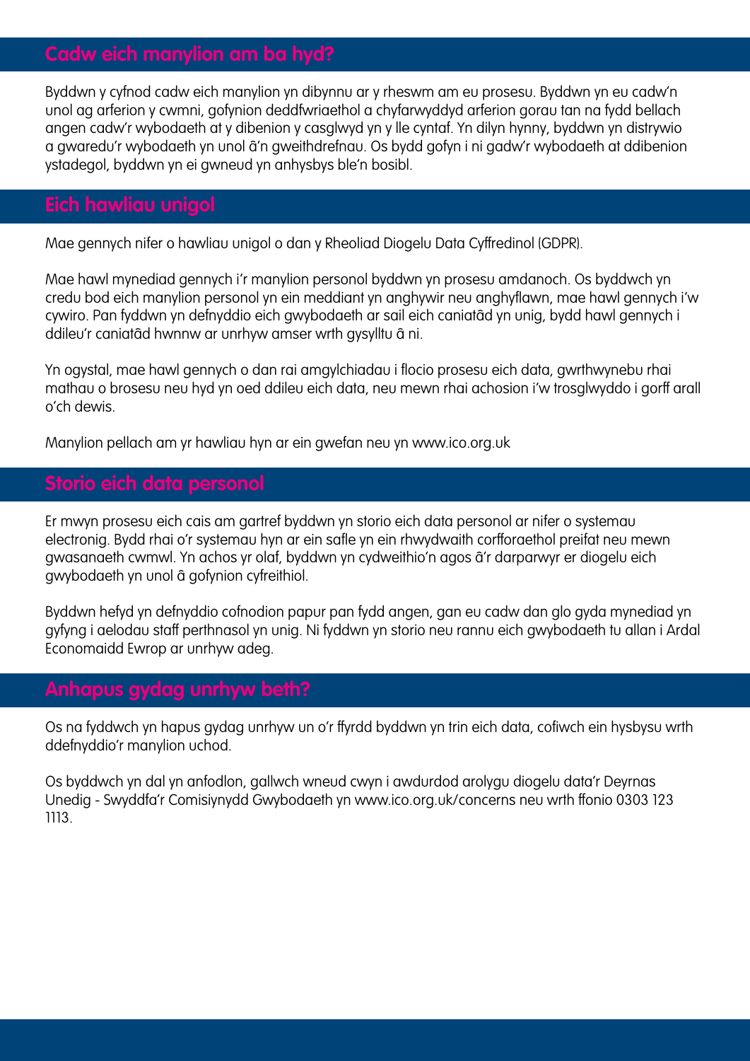## Cadw eich manylion am ba hyd?

Byddwn y cyfnod cadw eich manylion yn dibynnu ar y rheswm am eu prosesu. Byddwn yn eu cadw'n unol ag arferion y cwmni, gofynion deddfwriaethol a chyfarwyddyd arferion gorau tan na fydd bellach angen cadw'r wybodaeth at y dibenion y casglwyd yn y lle cyntaf. Yn dilyn hynny, byddwn yn distrywio a gwaredu'r wybodaeth yn unol â'n gweithdrefnau. Os bydd gofyn i ni gadw'r wybodaeth at ddibenion ystadegol, byddwn yn ei gwneud yn anhysbys ble'n bosibl.

## Eich hawliau unigol

Mae gennych nifer o hawliau unigol o dan y Rheoliad Diogelu Data Cyffredinol (GDPR).

Mae hawl mynediad gennych i'r manylion personol byddwn yn prosesu amdanoch. Os byddwch yn credu bod eich manylion personol yn ein meddiant yn anghywir neu anghyflawn, mae hawl gennych i'w cywiro. Pan fyddwn yn defnyddio eich gwybodaeth ar sail eich caniatâd yn unig, bydd hawl gennych i ddileu'r caniatâd hwnnw ar unrhyw amser wrth gysylltu â ni.

Yn ogystal, mae hawl gennych o dan rai amgylchiadau i flocio prosesu eich data, gwrthwynebu rhai mathau o brosesu neu hyd yn oed ddileu eich data, neu mewn rhai achosion i'w trosglwyddo i gorff arall o'ch dewis.

Manylion pellach am yr hawliau hyn ar ein gwefan neu yn www.ico.org.uk

## Storio eich data personol

Er mwyn prosesu eich cais am gartref byddwn yn storio eich data personol ar nifer o systemau electronig. Bydd rhai o'r systemau hyn ar ein safle yn ein rhwydwaith corfforaethol preifat neu mewn gwasanaeth cwmwl. Yn achos yr olaf, byddwn yn cydweithio'n agos â'r darparwyr er diogelu eich gwybodaeth yn unol â gofynion cyfreithiol.

Byddwn hefyd yn defnyddio cofnodion papur pan fydd angen, gan eu cadw dan glo gyda mynediad yn gyfyng i aelodau staff perthnasol yn unig. Ni fyddwn yn storio neu rannu eich gwybodaeth tu allan i Ardal Economaidd Ewrop ar unrhyw adeg.

## Anhapus gydag unrhyw beth?

Os na fyddwch yn hapus gydag unrhyw un o'r ffyrdd byddwn yn trin eich data, cofiwch ein hysbysu wrth ddefnyddio'r manylion uchod.

Os byddwch yn dal yn anfodlon, gallwch wneud cwyn i awdurdod arolygu diogelu data'r Deyrnas Unedig - Swyddfa'r Comisiynydd Gwybodaeth yn www.ico.org.uk/concerns neu wrth ffonio 0303 123 1113.